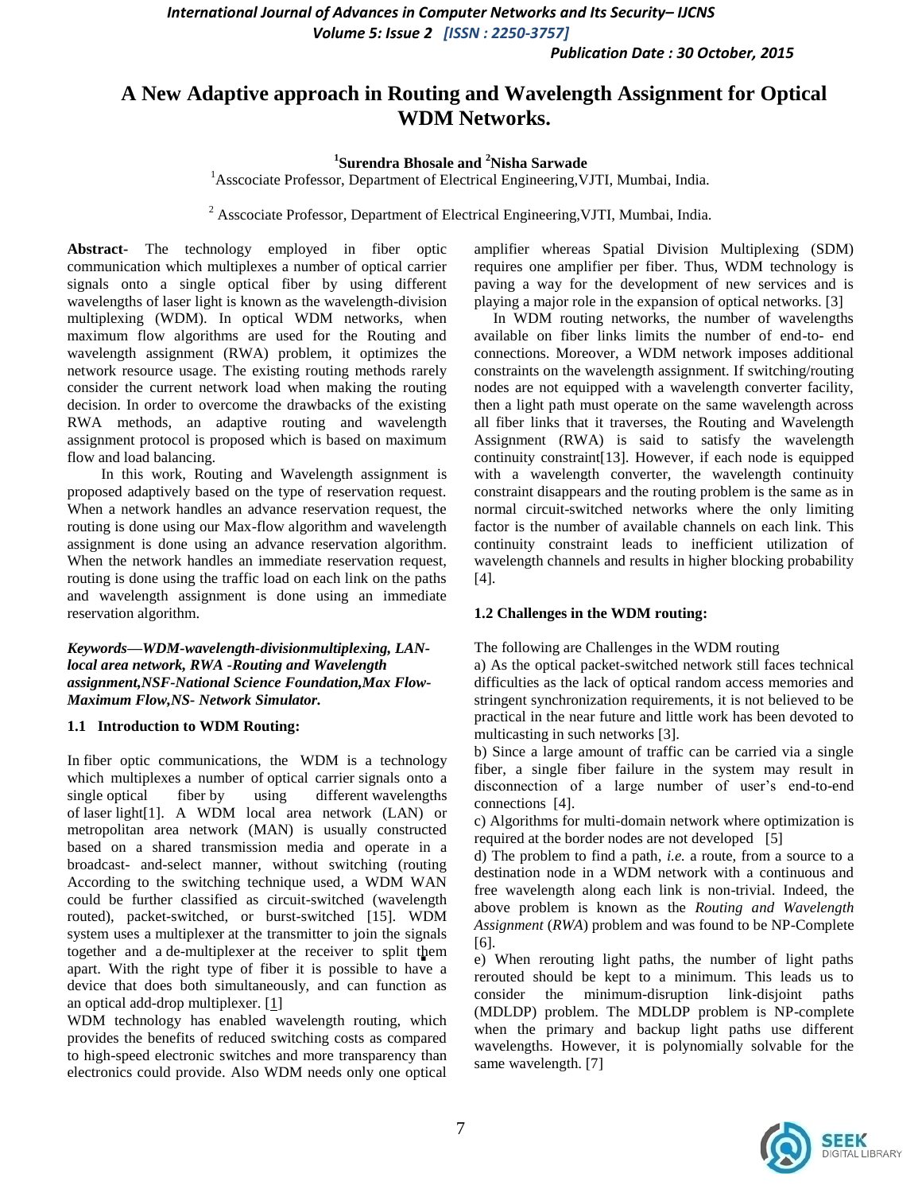# A New Adaptive approach in Routing and Wavelength Assignment for Optical WDM Networks.

**[1]Surendra Bhosale and [2]Nisha Sarwade**

[1]Asscociate Professor, Department of Electrical Engineering,VJTI, Mumbai, India.

[2] Asscociate Professor, Department of Electrical Engineering,VJTI, Mumbai, India.

**Abstract-** The technology employed in fiber optic communication which multiplexes a number of optical carrier signals onto a single optical fiber by using different wavelengths of laser light is known as the wavelength-division multiplexing (WDM). In optical WDM networks, when maximum flow algorithms are used for the Routing and wavelength assignment (RWA) problem, it optimizes the network resource usage. The existing routing methods rarely consider the current network load when making the routing decision. In order to overcome the drawbacks of the existing RWA methods, an adaptive routing and wavelength assignment protocol is proposed which is based on maximum flow and load balancing.

In this work, Routing and Wavelength assignment is proposed adaptively based on the type of reservation request. When a network handles an advance reservation request, the routing is done using our Max-flow algorithm and wavelength assignment is done using an advance reservation algorithm. When the network handles an immediate reservation request, routing is done using the traffic load on each link on the paths and wavelength assignment is done using an immediate reservation algorithm.

***Keywords—WDM-wavelength-divisionmultiplexing, LAN-local area network, RWA -Routing and Wavelength assignment,NSF-National Science Foundation,Max Flow-Maximum Flow,NS- Network Simulator.***

### 1.1 Introduction to WDM Routing:

In fiber optic communications, the WDM is a technology which multiplexes a number of optical carrier signals onto a single optical fiber by using different wavelengths of laser light[1]. A WDM local area network (LAN) or metropolitan area network (MAN) is usually constructed based on a shared transmission media and operate in a broadcast- and-select manner, without switching (routing According to the switching technique used, a WDM WAN could be further classified as circuit-switched (wavelength routed), packet-switched, or burst-switched [15]. WDM system uses a multiplexer at the transmitter to join the signals together and a de-multiplexer at the receiver to split them apart. With the right type of fiber it is possible to have a device that does both simultaneously, and can function as an optical add-drop multiplexer. [1]

WDM technology has enabled wavelength routing, which provides the benefits of reduced switching costs as compared to high-speed electronic switches and more transparency than electronics could provide. Also WDM needs only one optical amplifier whereas Spatial Division Multiplexing (SDM) requires one amplifier per fiber. Thus, WDM technology is paving a way for the development of new services and is playing a major role in the expansion of optical networks. [3]

In WDM routing networks, the number of wavelengths available on fiber links limits the number of end-to- end connections. Moreover, a WDM network imposes additional constraints on the wavelength assignment. If switching/routing nodes are not equipped with a wavelength converter facility, then a light path must operate on the same wavelength across all fiber links that it traverses, the Routing and Wavelength Assignment (RWA) is said to satisfy the wavelength continuity constraint[13]. However, if each node is equipped with a wavelength converter, the wavelength continuity constraint disappears and the routing problem is the same as in normal circuit-switched networks where the only limiting factor is the number of available channels on each link. This continuity constraint leads to inefficient utilization of wavelength channels and results in higher blocking probability [4].

### 1.2 Challenges in the WDM routing:

The following are Challenges in the WDM routing

a) As the optical packet-switched network still faces technical difficulties as the lack of optical random access memories and stringent synchronization requirements, it is not believed to be practical in the near future and little work has been devoted to multicasting in such networks [3].

b) Since a large amount of traffic can be carried via a single fiber, a single fiber failure in the system may result in disconnection of a large number of user's end-to-end connections [4].

c) Algorithms for multi-domain network where optimization is required at the border nodes are not developed [5]

d) The problem to find a path, *i.e.* a route, from a source to a destination node in a WDM network with a continuous and free wavelength along each link is non-trivial. Indeed, the above problem is known as the *Routing and Wavelength Assignment* (*RWA*) problem and was found to be NP-Complete [6].

e) When rerouting light paths, the number of light paths rerouted should be kept to a minimum. This leads us to consider the minimum-disruption link-disjoint paths (MDLDP) problem. The MDLDP problem is NP-complete when the primary and backup light paths use different wavelengths. However, it is polynomially solvable for the same wavelength. [7]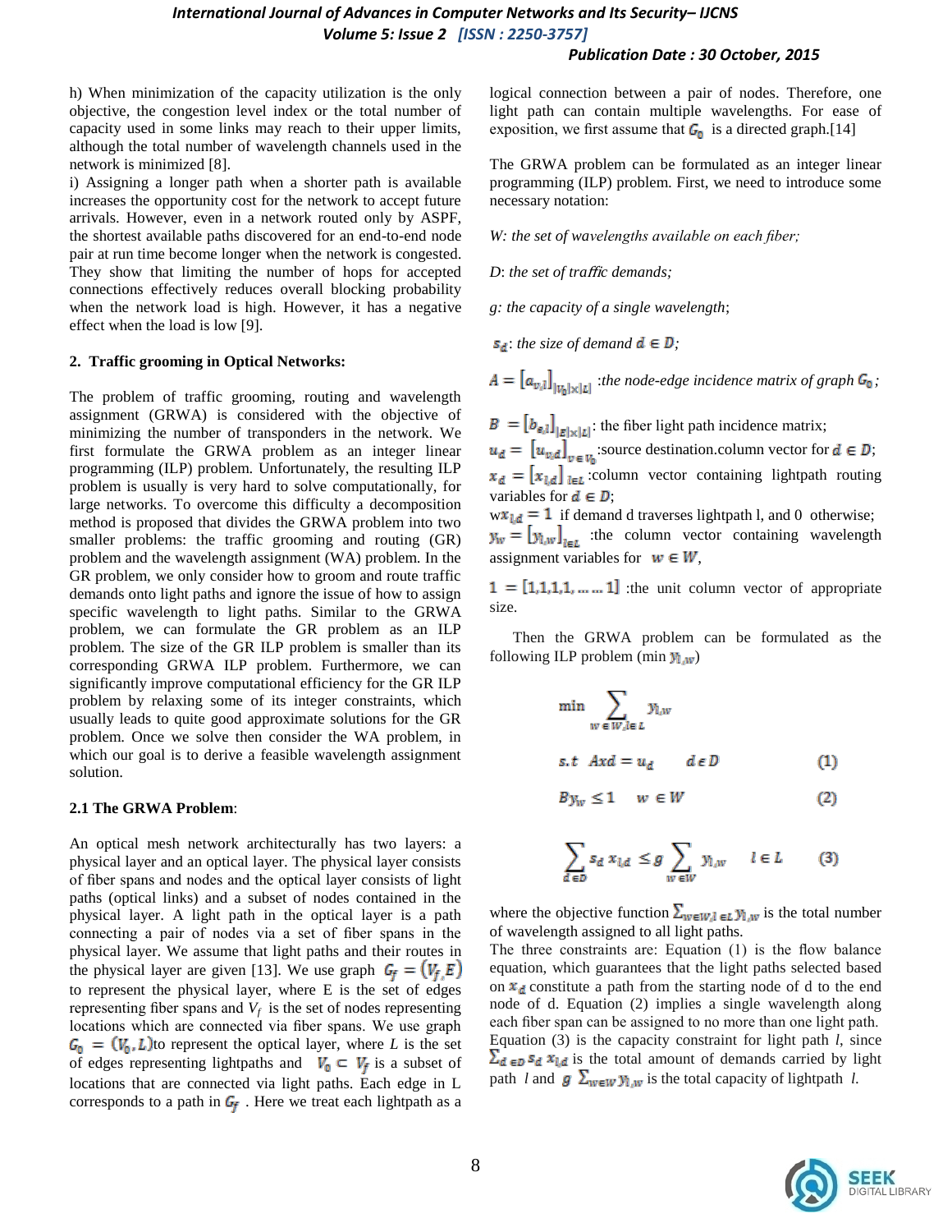h) When minimization of the capacity utilization is the only objective, the congestion level index or the total number of capacity used in some links may reach to their upper limits, although the total number of wavelength channels used in the network is minimized [8].

i) Assigning a longer path when a shorter path is available increases the opportunity cost for the network to accept future arrivals. However, even in a network routed only by ASPF, the shortest available paths discovered for an end-to-end node pair at run time become longer when the network is congested. They show that limiting the number of hops for accepted connections effectively reduces overall blocking probability when the network load is high. However, it has a negative effect when the load is low [9].

**2. Traffic grooming in Optical Networks:**

The problem of traffic grooming, routing and wavelength assignment (GRWA) is considered with the objective of minimizing the number of transponders in the network. We first formulate the GRWA problem as an integer linear programming (ILP) problem. Unfortunately, the resulting ILP problem is usually is very hard to solve computationally, for large networks. To overcome this difficulty a decomposition method is proposed that divides the GRWA problem into two smaller problems: the traffic grooming and routing (GR) problem and the wavelength assignment (WA) problem. In the GR problem, we only consider how to groom and route traffic demands onto light paths and ignore the issue of how to assign specific wavelength to light paths. Similar to the GRWA problem, we can formulate the GR problem as an ILP problem. The size of the GR ILP problem is smaller than its corresponding GRWA ILP problem. Furthermore, we can significantly improve computational efficiency for the GR ILP problem by relaxing some of its integer constraints, which usually leads to quite good approximate solutions for the GR problem. Once we solve then consider the WA problem, in which our goal is to derive a feasible wavelength assignment solution.

**2.1 The GRWA Problem**:

An optical mesh network architecturally has two layers: a physical layer and an optical layer. The physical layer consists of fiber spans and nodes and the optical layer consists of light paths (optical links) and a subset of nodes contained in the physical layer. A light path in the optical layer is a path connecting a pair of nodes via a set of fiber spans in the physical layer. We assume that light paths and their routes in the physical layer are given [13]. We use graph $G_f = (V_f, E)$ to represent the physical layer, where E is the set of edges representing fiber spans and $V_f$ is the set of nodes representing locations which are connected via fiber spans. We use graph $G_0 = (V_0, L)$to represent the optical layer, where $L$ is the set of edges representing lightpaths and $V_0 \subset V_f$ is a subset of locations that are connected via light paths. Each edge in L corresponds to a path in $G_f$ . Here we treat each lightpath as a logical connection between a pair of nodes. Therefore, one light path can contain multiple wavelengths. For ease of exposition, we first assume that $G_0$ is a directed graph.[14]

The GRWA problem can be formulated as an integer linear programming (ILP) problem. First, we need to introduce some necessary notation:

*W: the set of wavelengths available on each fiber;*

*D*: *the set of traffic demands;*

*g: the capacity of a single wavelength*;

$s_d$: *the size of demand* $d \in D$;

$A = [a_{v,l}]_{|V_0|\times|L|}$ :*the node-edge incidence matrix of graph* $G_0$;

$B = [b_{e,l}]_{|E|\times|L|}$: the fiber light path incidence matrix;

$u_d = [u_{v,d}]_{v \in V_0}$:source destination.column vector for $d \in D$;

$x_d = [x_{l,d}]_{l \in L}$ :column vector containing lightpath routing variables for $d \in D$;

w$x_{l,d} = 1$ if demand d traverses lightpath l, and 0 otherwise;

$y_w = [y_{l,w}]_{l \in L}$ :the column vector containing wavelength assignment variables for $w \in W$,

$1 = [1,1,1,1, \ldots\ldots 1]$ :the unit column vector of appropriate size.

Then the GRWA problem can be formulated as the following ILP problem (min $y_{l,w}$)

$$\min \sum_{w \in W, l \in L} y_{l,w}$$

$$s.t \quad Axd = u_d \qquad d \in D \qquad (1)$$

$$By_w \leq 1 \qquad w \in W \qquad (2)$$

$$\sum_{d \in D} s_d \, x_{l,d} \leq g \sum_{w \in W} y_{l,w} \qquad l \in L \qquad (3)$$

where the objective function $\sum_{w \in W, l \in L} y_{l,w}$ is the total number of wavelength assigned to all light paths.

The three constraints are: Equation (1) is the flow balance equation, which guarantees that the light paths selected based on $x_d$ constitute a path from the starting node of d to the end node of d. Equation (2) implies a single wavelength along each fiber span can be assigned to no more than one light path. Equation (3) is the capacity constraint for light path *l*, since $\sum_{d \in D} s_d \, x_{l,d}$ is the total amount of demands carried by light path *l* and $g \sum_{w \in W} y_{l,w}$ is the total capacity of lightpath *l*.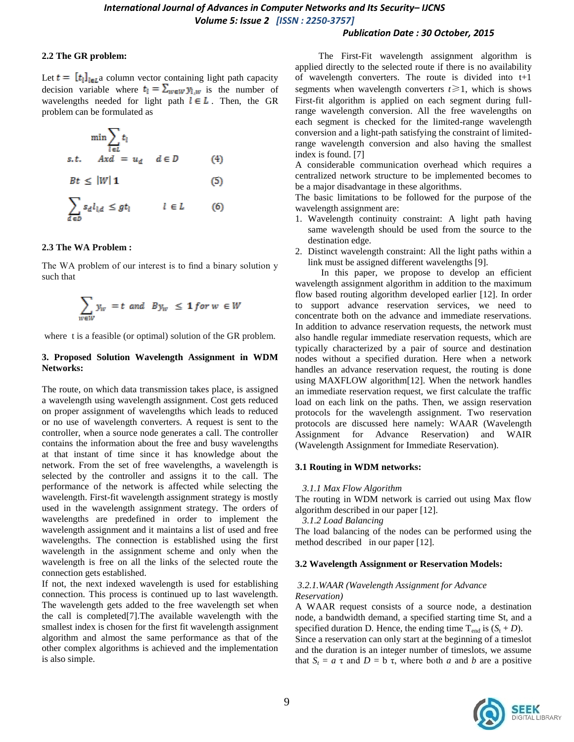### 2.2 The GR problem:

Let $t = [t_l]_{l \in L}$ a column vector containing light path capacity decision variable where $t_l = \sum_{w \in W} y_{l,w}$ is the number of wavelengths needed for light path $l \in L$. Then, the GR problem can be formulated as

$$\min \sum_{l \in L} t_l$$

$$s.t. \quad Axd = u_d \quad d \in D \qquad (4)$$

$$Bt \leq |W| \mathbf{1} \qquad (5)$$

$$\sum_{d \in D} s_d l_{l,d} \leq g t_l \qquad l \in L \qquad (6)$$

### 2.3 The WA Problem :

The WA problem of our interest is to find a binary solution y such that

$$\sum_{w \in W} y_w = t \ \ and \ \ By_w \leq 1 \ for \ w \in W$$

where t is a feasible (or optimal) solution of the GR problem.

## 3. Proposed Solution Wavelength Assignment in WDM Networks:

The route, on which data transmission takes place, is assigned a wavelength using wavelength assignment. Cost gets reduced on proper assignment of wavelengths which leads to reduced or no use of wavelength converters. A request is sent to the controller, when a source node generates a call. The controller contains the information about the free and busy wavelengths at that instant of time since it has knowledge about the network. From the set of free wavelengths, a wavelength is selected by the controller and assigns it to the call. The performance of the network is affected while selecting the wavelength. First-fit wavelength assignment strategy is mostly used in the wavelength assignment strategy. The orders of wavelengths are predefined in order to implement the wavelength assignment and it maintains a list of used and free wavelengths. The connection is established using the first wavelength in the assignment scheme and only when the wavelength is free on all the links of the selected route the connection gets established.

If not, the next indexed wavelength is used for establishing connection. This process is continued up to last wavelength. The wavelength gets added to the free wavelength set when the call is completed[7].The available wavelength with the smallest index is chosen for the first fit wavelength assignment algorithm and almost the same performance as that of the other complex algorithms is achieved and the implementation is also simple.

The First-Fit wavelength assignment algorithm is applied directly to the selected route if there is no availability of wavelength converters. The route is divided into t+1 segments when wavelength converters $t \geqslant 1$, which is shows First-fit algorithm is applied on each segment during full-range wavelength conversion. All the free wavelengths on each segment is checked for the limited-range wavelength conversion and a light-path satisfying the constraint of limited-range wavelength conversion and also having the smallest index is found. [7]

A considerable communication overhead which requires a centralized network structure to be implemented becomes to be a major disadvantage in these algorithms.

The basic limitations to be followed for the purpose of the wavelength assignment are:

1. Wavelength continuity constraint: A light path having same wavelength should be used from the source to the destination edge.
2. Distinct wavelength constraint: All the light paths within a link must be assigned different wavelengths [9].

In this paper, we propose to develop an efficient wavelength assignment algorithm in addition to the maximum flow based routing algorithm developed earlier [12]. In order to support advance reservation services, we need to concentrate both on the advance and immediate reservations. In addition to advance reservation requests, the network must also handle regular immediate reservation requests, which are typically characterized by a pair of source and destination nodes without a specified duration. Here when a network handles an advance reservation request, the routing is done using MAXFLOW algorithm[12]. When the network handles an immediate reservation request, we first calculate the traffic load on each link on the paths. Then, we assign reservation protocols for the wavelength assignment. Two reservation protocols are discussed here namely: WAAR (Wavelength Assignment for Advance Reservation) and WAIR (Wavelength Assignment for Immediate Reservation).

### 3.1 Routing in WDM networks:

*3.1.1 Max Flow Algorithm*

The routing in WDM network is carried out using Max flow algorithm described in our paper [12].

*3.1.2 Load Balancing*

The load balancing of the nodes can be performed using the method described in our paper [12].

### 3.2 Wavelength Assignment or Reservation Models:

*3.2.1.WAAR (Wavelength Assignment for Advance Reservation)*

A WAAR request consists of a source node, a destination node, a bandwidth demand, a specified starting time St, and a specified duration D. Hence, the ending time $T_{end}$ is $(S_t + D)$.

Since a reservation can only start at the beginning of a timeslot and the duration is an integer number of timeslots, we assume that $S_t = a\ \tau$ and $D = b\ \tau$, where both $a$ and $b$ are a positive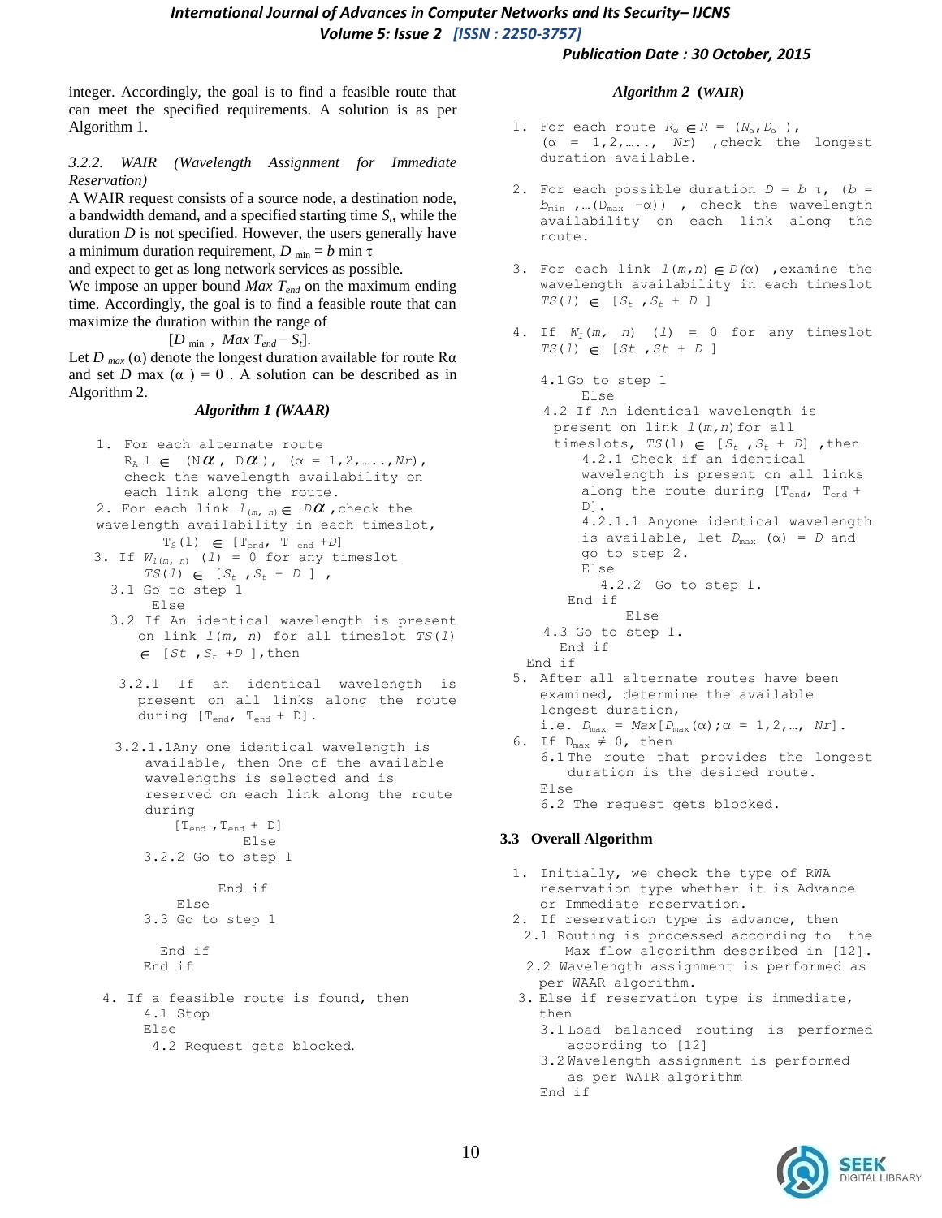integer. Accordingly, the goal is to find a feasible route that can meet the specified requirements. A solution is as per Algorithm 1.

*3.2.2. WAIR (Wavelength Assignment for Immediate Reservation)*

A WAIR request consists of a source node, a destination node, a bandwidth demand, and a specified starting time $S_t$, while the duration $D$ is not specified. However, the users generally have a minimum duration requirement, $D_{\min} = b \min \tau$ and expect to get as long network services as possible.

We impose an upper bound $Max\ T_{end}$ on the maximum ending time. Accordingly, the goal is to find a feasible route that can maximize the duration within the range of

$$[D_{\min},\ Max\ T_{end} - S_t].$$

Let $D_{max}(\alpha)$ denote the longest duration available for route $R\alpha$ and set $D_{\max}(\alpha) = 0$. A solution can be described as in Algorithm 2.

***Algorithm 1 (WAAR)***

1. For each alternate route $R_A\ l \in (N\alpha,\ D\alpha)$, $(\alpha = 1,2,\ldots, Nr)$, check the wavelength availability on each link along the route.
2. For each link $l_{(m,n)} \in D\alpha$, check the wavelength availability in each timeslot, $T_S(l) \in [T_{end},\ T_{end} + D]$
3. If $W_{l(m,n)}(l) = 0$ for any timeslot $TS(l) \in [S_t, S_t + D]$,
   - 3.1 Go to step 1
   
     Else
   - 3.2 If An identical wavelength is present on link $l(m, n)$ for all timeslot $TS(l) \in [St, S_t + D]$, then
     - 3.2.1 If an identical wavelength is present on all links along the route during $[T_{end},\ T_{end} + D]$.
       - 3.2.1.1 Any one identical wavelength is available, then One of the available wavelengths is selected and is reserved on each link along the route during $[T_{end}, T_{end} + D]$
       
         Else
     - 3.2.2 Go to step 1
     
       End if
     
     Else
   - 3.3 Go to step 1
   
     End if
   
   End if
4. If a feasible route is found, then
   - 4.1 Stop
   
   Else
   - 4.2 Request gets blocked.

***Algorithm 2 (WAIR)***

1. For each route $R_\alpha \in R = (N_\alpha, D_\alpha)$, $(\alpha = 1,2,\ldots, Nr)$, check the longest duration available.
2. For each possible duration $D = b\ \tau$, $(b = b_{\min}, \ldots (D_{\max} - \alpha))$, check the wavelength availability on each link along the route.
3. For each link $l(m,n) \in D(\alpha)$, examine the wavelength availability in each timeslot $TS(l) \in [S_t, S_t + D]$
4. If $W_l(m, n)(l) = 0$ for any timeslot $TS(l) \in [St, St + D]$
   - 4.1 Go to step 1
   
     Else
   - 4.2 If An identical wavelength is present on link $l(m,n)$ for all timeslots, $TS(l) \in [S_t, S_t + D]$, then
     - 4.2.1 Check if an identical wavelength is present on all links along the route during $[T_{end},\ T_{end} + D]$.
       - 4.2.1.1 Anyone identical wavelength is available, let $D_{\max}(\alpha) = D$ and go to step 2.
       
         Else
     - 4.2.2 Go to step 1.
     
     End if
     
     Else
   - 4.3 Go to step 1.
   
     End if
   
   End if
5. After all alternate routes have been examined, determine the available longest duration, i.e. $D_{\max} = Max[D_{\max}(\alpha); \alpha = 1,2,\ldots, Nr]$.
6. If $D_{\max} \neq 0$, then
   - 6.1 The route that provides the longest duration is the desired route.
   
   Else
   - 6.2 The request gets blocked.

### 3.3 Overall Algorithm

1. Initially, we check the type of RWA reservation type whether it is Advance or Immediate reservation.
2. If reservation type is advance, then
   - 2.1 Routing is processed according to the Max flow algorithm described in [12].
   - 2.2 Wavelength assignment is performed as per WAAR algorithm.
3. Else if reservation type is immediate, then
   - 3.1 Load balanced routing is performed according to [12]
   - 3.2 Wavelength assignment is performed as per WAIR algorithm
   
   End if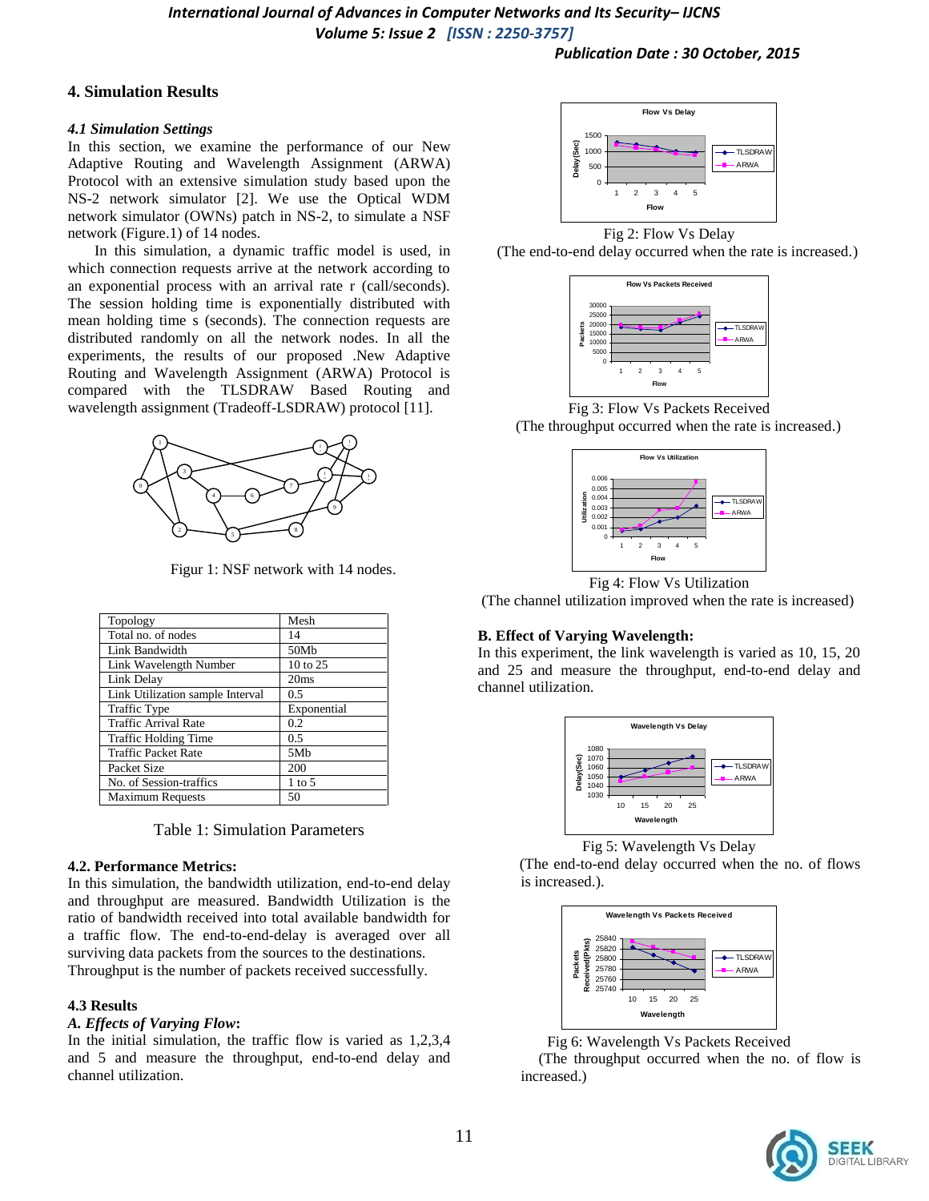## 4. Simulation Results

### *4.1 Simulation Settings*

In this section, we examine the performance of our New Adaptive Routing and Wavelength Assignment (ARWA) Protocol with an extensive simulation study based upon the NS-2 network simulator [2]. We use the Optical WDM network simulator (OWNs) patch in NS-2, to simulate a NSF network (Figure.1) of 14 nodes.

In this simulation, a dynamic traffic model is used, in which connection requests arrive at the network according to an exponential process with an arrival rate r (call/seconds). The session holding time is exponentially distributed with mean holding time s (seconds). The connection requests are distributed randomly on all the network nodes. In all the experiments, the results of our proposed .New Adaptive Routing and Wavelength Assignment (ARWA) Protocol is compared with the TLSDRAW Based Routing and wavelength assignment (Tradeoff-LSDRAW) protocol [11].

Figur 1: NSF network with 14 nodes.

| Topology | Mesh |
|---|---|
| Total no. of nodes | 14 |
| Link Bandwidth | 50Mb |
| Link Wavelength Number | 10 to 25 |
| Link Delay | 20ms |
| Link Utilization sample Interval | 0.5 |
| Traffic Type | Exponential |
| Traffic Arrival Rate | 0.2 |
| Traffic Holding Time | 0.5 |
| Traffic Packet Rate | 5Mb |
| Packet Size | 200 |
| No. of Session-traffics | 1 to 5 |
| Maximum Requests | 50 |

Table 1: Simulation Parameters

### 4.2. Performance Metrics:

In this simulation, the bandwidth utilization, end-to-end delay and throughput are measured. Bandwidth Utilization is the ratio of bandwidth received into total available bandwidth for a traffic flow. The end-to-end-delay is averaged over all surviving data packets from the sources to the destinations. Throughput is the number of packets received successfully.

### 4.3 Results

***A. Effects of Varying Flow*:**

In the initial simulation, the traffic flow is varied as 1,2,3,4 and 5 and measure the throughput, end-to-end delay and channel utilization.

Fig 2: Flow Vs Delay

(The end-to-end delay occurred when the rate is increased.)

Fig 3: Flow Vs Packets Received

(The throughput occurred when the rate is increased.)

Fig 4: Flow Vs Utilization

(The channel utilization improved when the rate is increased)

**B. Effect of Varying Wavelength:**

In this experiment, the link wavelength is varied as 10, 15, 20 and 25 and measure the throughput, end-to-end delay and channel utilization.

Fig 5: Wavelength Vs Delay

(The end-to-end delay occurred when the no. of flows is increased.).

Fig 6: Wavelength Vs Packets Received

(The throughput occurred when the no. of flow is increased.)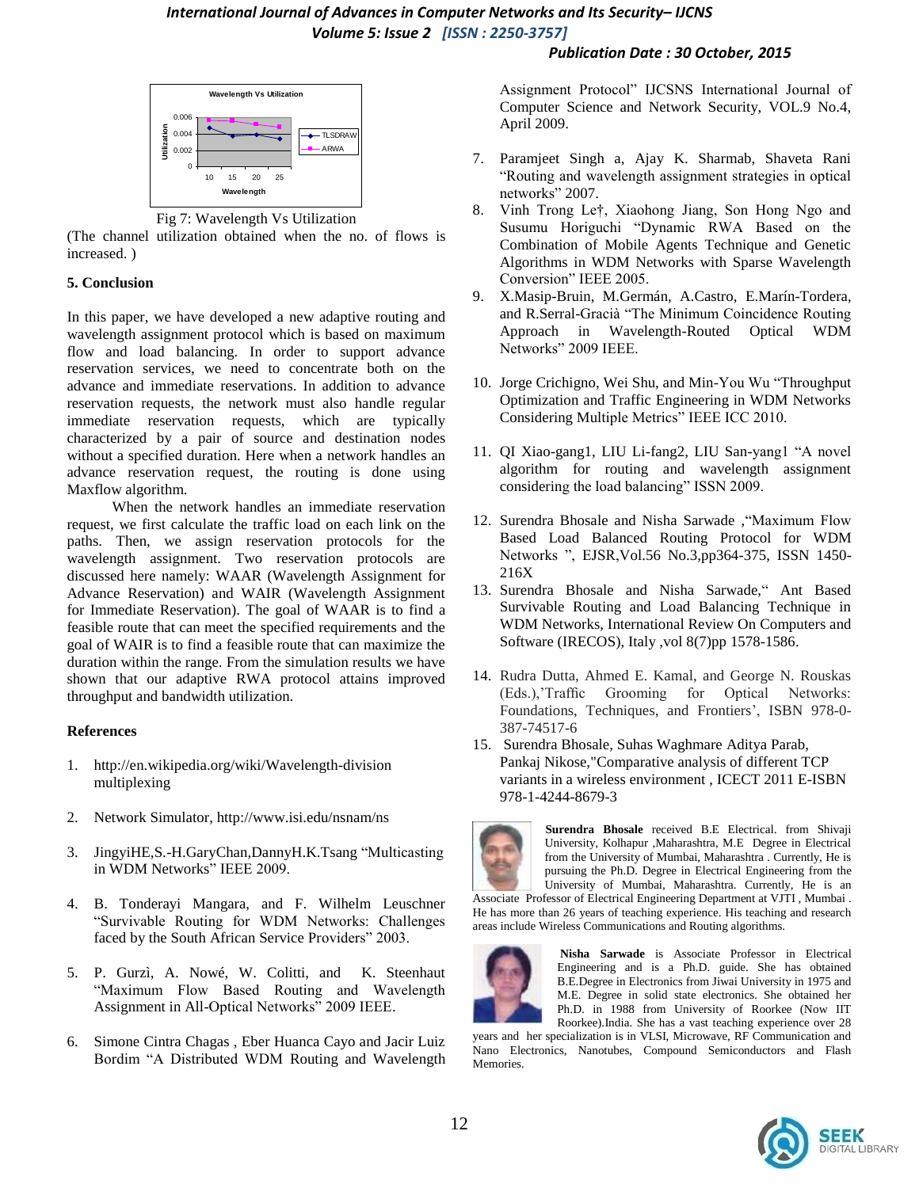Wavelength Vs Utilization

Utilization

0.006

0.004

0.002

0

10 15 20 25

Wavelength

TLSDRAW

ARWA

Fig 7: Wavelength Vs Utilization

(The channel utilization obtained when the no. of flows is increased. )

### 5. Conclusion

In this paper, we have developed a new adaptive routing and wavelength assignment protocol which is based on maximum flow and load balancing. In order to support advance reservation services, we need to concentrate both on the advance and immediate reservations. In addition to advance reservation requests, the network must also handle regular immediate reservation requests, which are typically characterized by a pair of source and destination nodes without a specified duration. Here when a network handles an advance reservation request, the routing is done using Maxflow algorithm.

When the network handles an immediate reservation request, we first calculate the traffic load on each link on the paths. Then, we assign reservation protocols for the wavelength assignment. Two reservation protocols are discussed here namely: WAAR (Wavelength Assignment for Advance Reservation) and WAIR (Wavelength Assignment for Immediate Reservation). The goal of WAAR is to find a feasible route that can meet the specified requirements and the goal of WAIR is to find a feasible route that can maximize the duration within the range. From the simulation results we have shown that our adaptive RWA protocol attains improved throughput and bandwidth utilization.

### References

1. http://en.wikipedia.org/wiki/Wavelength-division multiplexing
2. Network Simulator, http://www.isi.edu/nsnam/ns
3. JingyiHE,S.-H.GaryChan,DannyH.K.Tsang "Multicasting in WDM Networks" IEEE 2009.
4. B. Tonderayi Mangara, and F. Wilhelm Leuschner "Survivable Routing for WDM Networks: Challenges faced by the South African Service Providers" 2003.
5. P. Gurzì, A. Nowé, W. Colitti, and K. Steenhaut "Maximum Flow Based Routing and Wavelength Assignment in All-Optical Networks" 2009 IEEE.
6. Simone Cintra Chagas , Eber Huanca Cayo and Jacir Luiz Bordim "A Distributed WDM Routing and Wavelength Assignment Protocol" IJCSNS International Journal of Computer Science and Network Security, VOL.9 No.4, April 2009.
7. Paramjeet Singh a, Ajay K. Sharmab, Shaveta Rani "Routing and wavelength assignment strategies in optical networks" 2007.
8. Vinh Trong Le†, Xiaohong Jiang, Son Hong Ngo and Susumu Horiguchi "Dynamic RWA Based on the Combination of Mobile Agents Technique and Genetic Algorithms in WDM Networks with Sparse Wavelength Conversion" IEEE 2005.
9. X.Masip-Bruin, M.Germán, A.Castro, E.Marín-Tordera, and R.Serral-Gracià "The Minimum Coincidence Routing Approach in Wavelength-Routed Optical WDM Networks" 2009 IEEE.
10. Jorge Crichigno, Wei Shu, and Min-You Wu "Throughput Optimization and Traffic Engineering in WDM Networks Considering Multiple Metrics" IEEE ICC 2010.
11. QI Xiao-gang1, LIU Li-fang2, LIU San-yang1 "A novel algorithm for routing and wavelength assignment considering the load balancing" ISSN 2009.
12. Surendra Bhosale and Nisha Sarwade ,"Maximum Flow Based Load Balanced Routing Protocol for WDM Networks ", EJSR,Vol.56 No.3,pp364-375, ISSN 1450-216X
13. Surendra Bhosale and Nisha Sarwade," Ant Based Survivable Routing and Load Balancing Technique in WDM Networks, International Review On Computers and Software (IRECOS), Italy ,vol 8(7)pp 1578-1586.
14. Rudra Dutta, Ahmed E. Kamal, and George N. Rouskas (Eds.),'Traffic Grooming for Optical Networks: Foundations, Techniques, and Frontiers', ISBN 978-0-387-74517-6
15. Surendra Bhosale, Suhas Waghmare Aditya Parab, Pankaj Nikose,"Comparative analysis of different TCP variants in a wireless environment , ICECT 2011 E-ISBN 978-1-4244-8679-3

**Surendra Bhosale** received B.E Electrical. from Shivaji University, Kolhapur ,Maharashtra, M.E Degree in Electrical from the University of Mumbai, Maharashtra . Currently, He is pursuing the Ph.D. Degree in Electrical Engineering from the University of Mumbai, Maharashtra. Currently, He is an Associate Professor of Electrical Engineering Department at VJTI , Mumbai . He has more than 26 years of teaching experience. His teaching and research areas include Wireless Communications and Routing algorithms.

**Nisha Sarwade** is Associate Professor in Electrical Engineering and is a Ph.D. guide. She has obtained B.E.Degree in Electronics from Jiwai University in 1975 and M.E. Degree in solid state electronics. She obtained her Ph.D. in 1988 from University of Roorkee (Now IIT Roorkee).India. She has a vast teaching experience over 28 years and her specialization is in VLSI, Microwave, RF Communication and Nano Electronics, Nanotubes, Compound Semiconductors and Flash Memories.